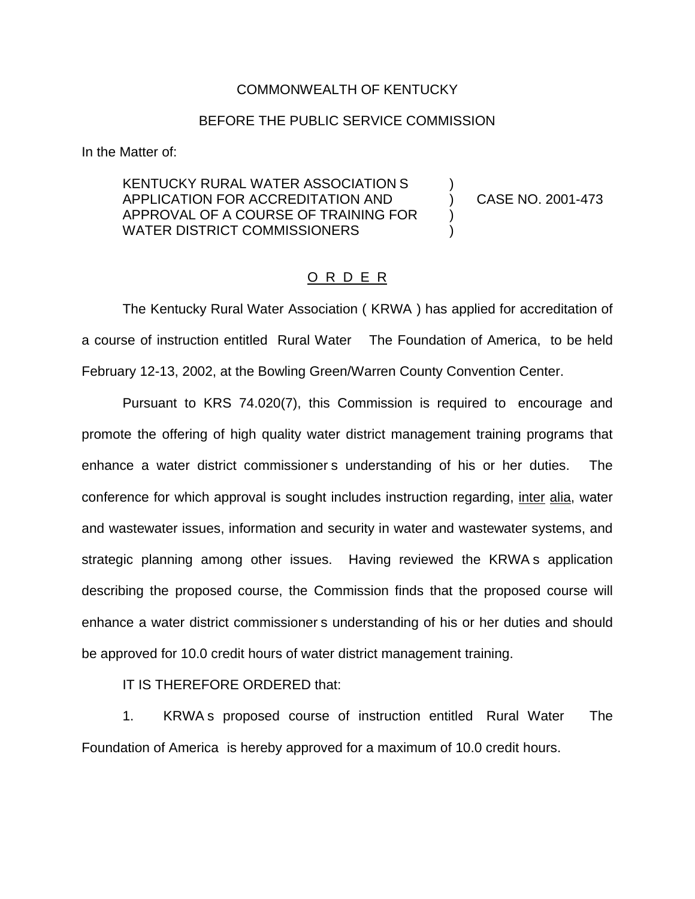COMMONWEALTH OF KENTUCKY

BEFORE THE PUBLIC SERVICE COMMISSION

In the Matter of:

KENTUCKY RURAL WATER ASSOCIATION S APPLICATION FOR ACCREDITATION AND APPROVAL OF A COURSE OF TRAINING FOR WATER DISTRICT COMMISSIONERS ) CASE NO. 2001-473

O R D E R

The Kentucky Rural Water Association ( KRWA ) has applied for accreditation of a course of instruction entitled Rural Water The Foundation of America, to be held February 12-13, 2002, at the Bowling Green/Warren County Convention Center.

Pursuant to KRS 74.020(7), this Commission is required to encourage and promote the offering of high quality water district management training programs that enhance a water district commissioner s understanding of his or her duties. The conference for which approval is sought includes instruction regarding, inter alia, water and wastewater issues, information and security in water and wastewater systems, and strategic planning among other issues. Having reviewed the KRWA s application describing the proposed course, the Commission finds that the proposed course will enhance a water district commissioner s understanding of his or her duties and should be approved for 10.0 credit hours of water district management training.

IT IS THEREFORE ORDERED that:

1. KRWA s proposed course of instruction entitled Rural Water The Foundation of America is hereby approved for a maximum of 10.0 credit hours.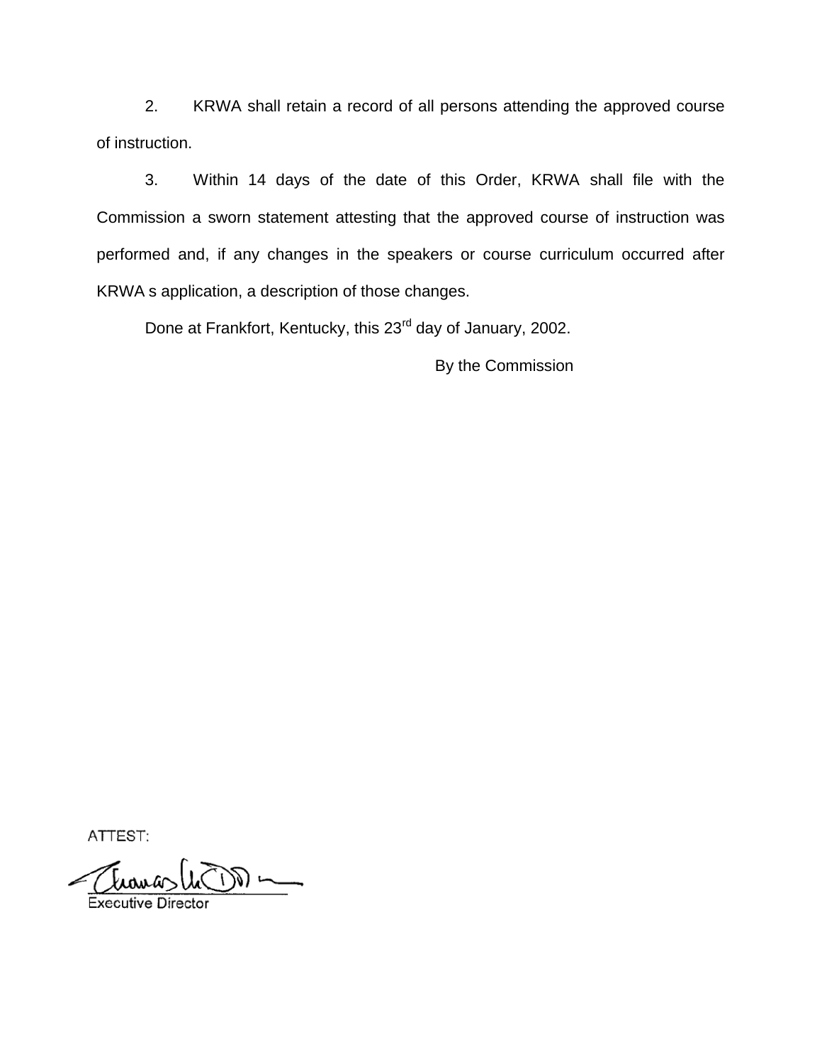2. KRWA shall retain a record of all persons attending the approved course of instruction.

3. Within 14 days of the date of this Order, KRWA shall file with the Commission a sworn statement attesting that the approved course of instruction was performed and, if any changes in the speakers or course curriculum occurred after KRWA s application, a description of those changes.

Done at Frankfort, Kentucky, this 23rd day of January, 2002.

By the Commission

ATTEST:

Executive Director